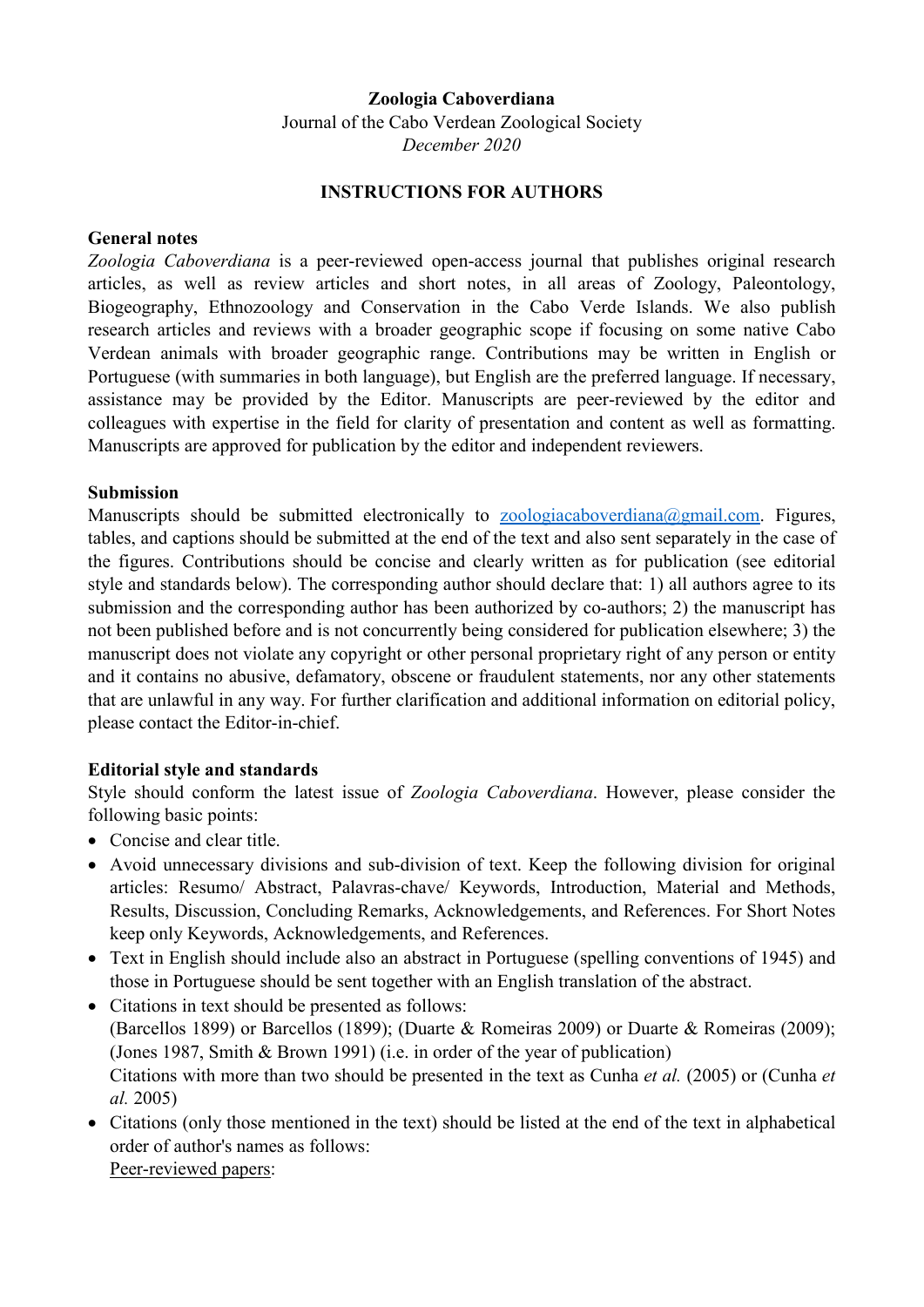**Zoologia Caboverdiana**

Journal of the Cabo Verdean Zoological Society

*December 2020*

## INSTRUCTIONS FOR AUTHORS

### General notes

*Zoologia Caboverdiana* is a peer-reviewed open-access journal that publishes original research articles, as well as review articles and short notes, in all areas of Zoology, Paleontology, Biogeography, Ethnozoology and Conservation in the Cabo Verde Islands. We also publish research articles and reviews with a broader geographic scope if focusing on some native Cabo Verdean animals with broader geographic range. Contributions may be written in English or Portuguese (with summaries in both language), but English are the preferred language. If necessary, assistance may be provided by the Editor. Manuscripts are peer-reviewed by the editor and colleagues with expertise in the field for clarity of presentation and content as well as formatting. Manuscripts are approved for publication by the editor and independent reviewers.

### Submission

Manuscripts should be submitted electronically to zoologiacaboverdiana@gmail.com. Figures, tables, and captions should be submitted at the end of the text and also sent separately in the case of the figures. Contributions should be concise and clearly written as for publication (see editorial style and standards below). The corresponding author should declare that: 1) all authors agree to its submission and the corresponding author has been authorized by co-authors; 2) the manuscript has not been published before and is not concurrently being considered for publication elsewhere; 3) the manuscript does not violate any copyright or other personal proprietary right of any person or entity and it contains no abusive, defamatory, obscene or fraudulent statements, nor any other statements that are unlawful in any way. For further clarification and additional information on editorial policy, please contact the Editor-in-chief.

### Editorial style and standards

Style should conform the latest issue of *Zoologia Caboverdiana*. However, please consider the following basic points:

- Concise and clear title.
- Avoid unnecessary divisions and sub-division of text. Keep the following division for original articles: Resumo/ Abstract, Palavras-chave/ Keywords, Introduction, Material and Methods, Results, Discussion, Concluding Remarks, Acknowledgements, and References. For Short Notes keep only Keywords, Acknowledgements, and References.
- Text in English should include also an abstract in Portuguese (spelling conventions of 1945) and those in Portuguese should be sent together with an English translation of the abstract.
- Citations in text should be presented as follows:
  (Barcellos 1899) or Barcellos (1899); (Duarte & Romeiras 2009) or Duarte & Romeiras (2009); (Jones 1987, Smith & Brown 1991) (i.e. in order of the year of publication)
  Citations with more than two should be presented in the text as Cunha *et al.* (2005) or (Cunha *et al.* 2005)
- Citations (only those mentioned in the text) should be listed at the end of the text in alphabetical order of author's names as follows:
  <u>Peer-reviewed papers</u>: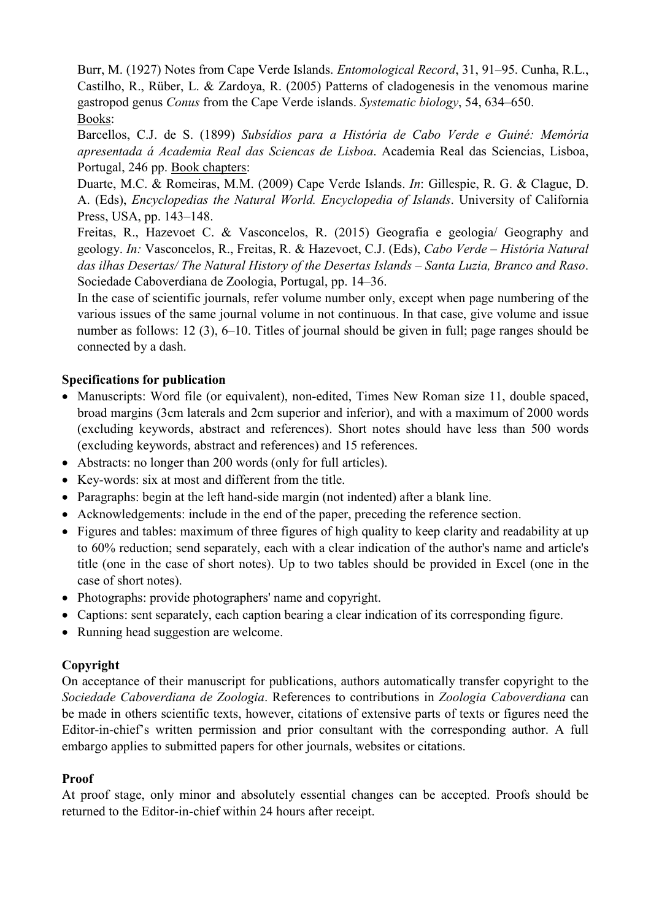Burr, M. (1927) Notes from Cape Verde Islands. *Entomological Record*, 31, 91–95. Cunha, R.L., Castilho, R., Rüber, L. & Zardoya, R. (2005) Patterns of cladogenesis in the venomous marine gastropod genus *Conus* from the Cape Verde islands. *Systematic biology*, 54, 634–650.

Books:

Barcellos, C.J. de S. (1899) *Subsídios para a História de Cabo Verde e Guiné: Memória apresentada á Academia Real das Sciencas de Lisboa*. Academia Real das Sciencias, Lisboa, Portugal, 246 pp.

Book chapters:

Duarte, M.C. & Romeiras, M.M. (2009) Cape Verde Islands. *In*: Gillespie, R. G. & Clague, D. A. (Eds), *Encyclopedias the Natural World. Encyclopedia of Islands*. University of California Press, USA, pp. 143–148.

Freitas, R., Hazevoet C. & Vasconcelos, R. (2015) Geografia e geologia/ Geography and geology. *In:* Vasconcelos, R., Freitas, R. & Hazevoet, C.J. (Eds), *Cabo Verde – História Natural das ilhas Desertas/ The Natural History of the Desertas Islands – Santa Luzia, Branco and Raso*. Sociedade Caboverdiana de Zoologia, Portugal, pp. 14–36.

In the case of scientific journals, refer volume number only, except when page numbering of the various issues of the same journal volume in not continuous. In that case, give volume and issue number as follows: 12 (3), 6–10. Titles of journal should be given in full; page ranges should be connected by a dash.

**Specifications for publication**

- Manuscripts: Word file (or equivalent), non-edited, Times New Roman size 11, double spaced, broad margins (3cm laterals and 2cm superior and inferior), and with a maximum of 2000 words (excluding keywords, abstract and references). Short notes should have less than 500 words (excluding keywords, abstract and references) and 15 references.
- Abstracts: no longer than 200 words (only for full articles).
- Key-words: six at most and different from the title.
- Paragraphs: begin at the left hand-side margin (not indented) after a blank line.
- Acknowledgements: include in the end of the paper, preceding the reference section.
- Figures and tables: maximum of three figures of high quality to keep clarity and readability at up to 60% reduction; send separately, each with a clear indication of the author's name and article's title (one in the case of short notes). Up to two tables should be provided in Excel (one in the case of short notes).
- Photographs: provide photographers' name and copyright.
- Captions: sent separately, each caption bearing a clear indication of its corresponding figure.
- Running head suggestion are welcome.

**Copyright**

On acceptance of their manuscript for publications, authors automatically transfer copyright to the *Sociedade Caboverdiana de Zoologia*. References to contributions in *Zoologia Caboverdiana* can be made in others scientific texts, however, citations of extensive parts of texts or figures need the Editor-in-chief's written permission and prior consultant with the corresponding author. A full embargo applies to submitted papers for other journals, websites or citations.

**Proof**

At proof stage, only minor and absolutely essential changes can be accepted. Proofs should be returned to the Editor-in-chief within 24 hours after receipt.